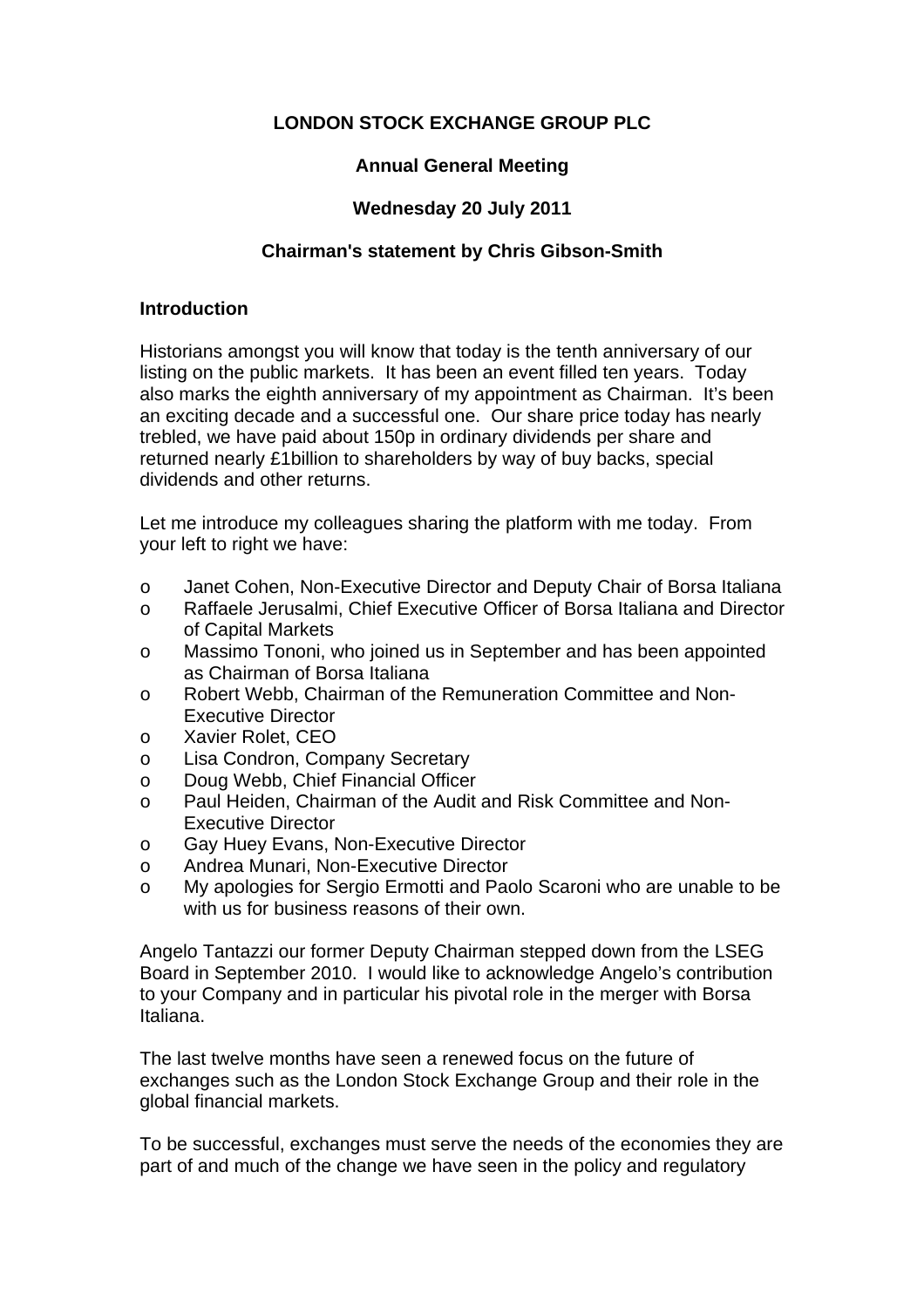# LONDON STOCK EXCHANGE GROUP PLC

## Annual General Meeting

## Wednesday 20 July 2011

## Chairman's statement by Chris Gibson-Smith

### Introduction

Historians amongst you will know that today is the tenth anniversary of our listing on the public markets. It has been an event filled ten years. Today also marks the eighth anniversary of my appointment as Chairman. It's been an exciting decade and a successful one. Our share price today has nearly trebled, we have paid about 150p in ordinary dividends per share and returned nearly £1billion to shareholders by way of buy backs, special dividends and other returns.

Let me introduce my colleagues sharing the platform with me today. From your left to right we have:

- Janet Cohen, Non-Executive Director and Deputy Chair of Borsa Italiana
- Raffaele Jerusalmi, Chief Executive Officer of Borsa Italiana and Director of Capital Markets
- Massimo Tononi, who joined us in September and has been appointed as Chairman of Borsa Italiana
- Robert Webb, Chairman of the Remuneration Committee and Non-Executive Director
- Xavier Rolet, CEO
- Lisa Condron, Company Secretary
- Doug Webb, Chief Financial Officer
- Paul Heiden, Chairman of the Audit and Risk Committee and Non-Executive Director
- Gay Huey Evans, Non-Executive Director
- Andrea Munari, Non-Executive Director
- My apologies for Sergio Ermotti and Paolo Scaroni who are unable to be with us for business reasons of their own.

Angelo Tantazzi our former Deputy Chairman stepped down from the LSEG Board in September 2010. I would like to acknowledge Angelo's contribution to your Company and in particular his pivotal role in the merger with Borsa Italiana.

The last twelve months have seen a renewed focus on the future of exchanges such as the London Stock Exchange Group and their role in the global financial markets.

To be successful, exchanges must serve the needs of the economies they are part of and much of the change we have seen in the policy and regulatory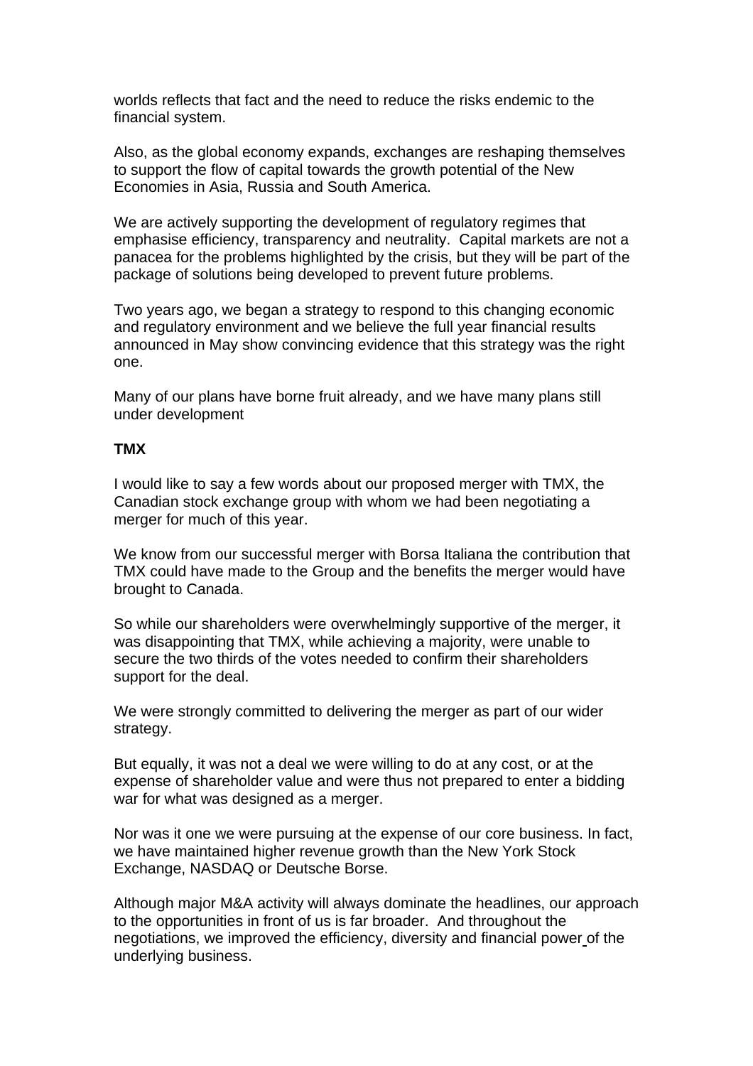worlds reflects that fact and the need to reduce the risks endemic to the financial system.

Also, as the global economy expands, exchanges are reshaping themselves to support the flow of capital towards the growth potential of the New Economies in Asia, Russia and South America.

We are actively supporting the development of regulatory regimes that emphasise efficiency, transparency and neutrality. Capital markets are not a panacea for the problems highlighted by the crisis, but they will be part of the package of solutions being developed to prevent future problems.

Two years ago, we began a strategy to respond to this changing economic and regulatory environment and we believe the full year financial results announced in May show convincing evidence that this strategy was the right one.

Many of our plans have borne fruit already, and we have many plans still under development

**TMX**

I would like to say a few words about our proposed merger with TMX, the Canadian stock exchange group with whom we had been negotiating a merger for much of this year.

We know from our successful merger with Borsa Italiana the contribution that TMX could have made to the Group and the benefits the merger would have brought to Canada.

So while our shareholders were overwhelmingly supportive of the merger, it was disappointing that TMX, while achieving a majority, were unable to secure the two thirds of the votes needed to confirm their shareholders support for the deal.

We were strongly committed to delivering the merger as part of our wider strategy.

But equally, it was not a deal we were willing to do at any cost, or at the expense of shareholder value and were thus not prepared to enter a bidding war for what was designed as a merger.

Nor was it one we were pursuing at the expense of our core business. In fact, we have maintained higher revenue growth than the New York Stock Exchange, NASDAQ or Deutsche Borse.

Although major M&A activity will always dominate the headlines, our approach to the opportunities in front of us is far broader. And throughout the negotiations, we improved the efficiency, diversity and financial power of the underlying business.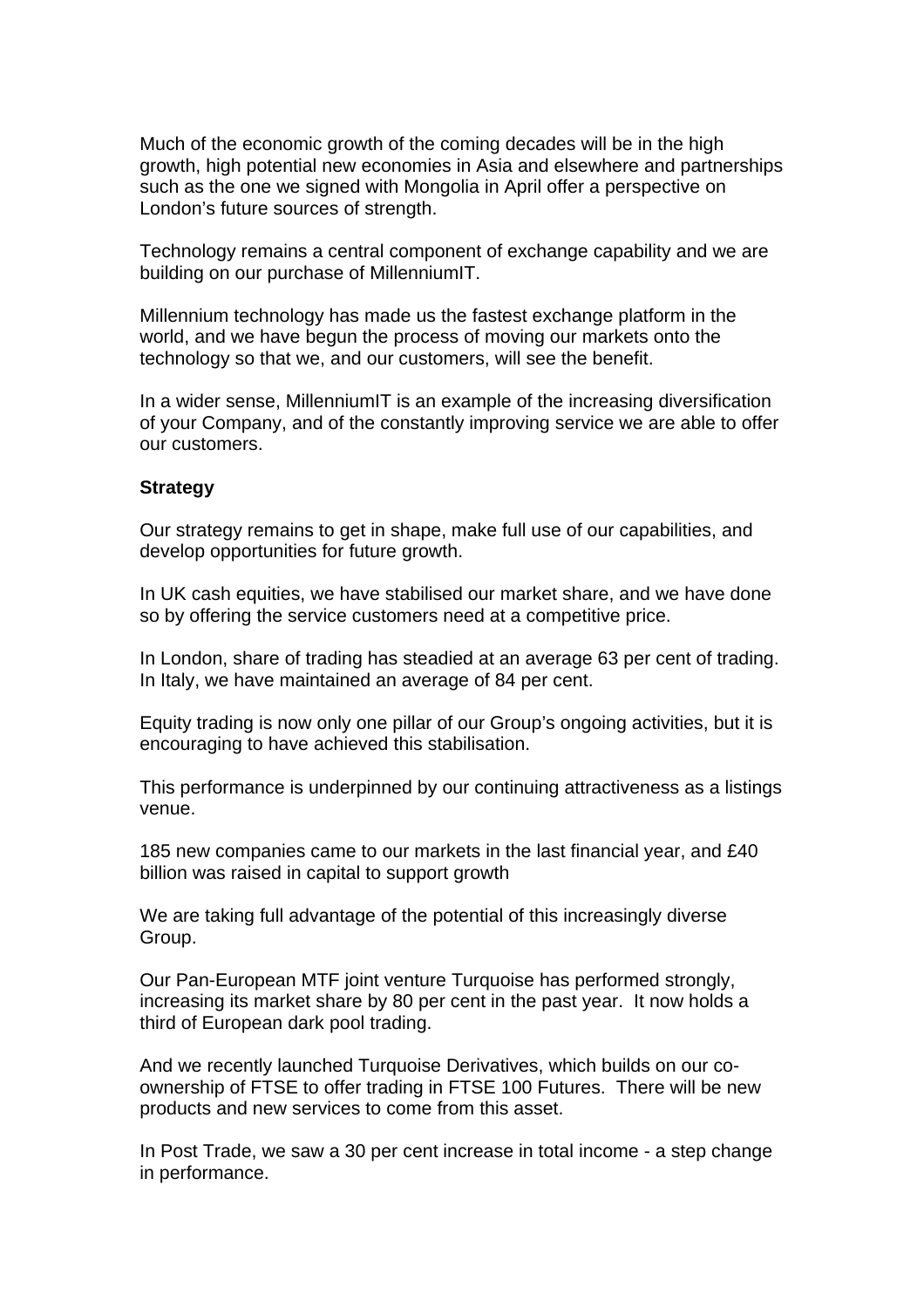Much of the economic growth of the coming decades will be in the high growth, high potential new economies in Asia and elsewhere and partnerships such as the one we signed with Mongolia in April offer a perspective on London's future sources of strength.

Technology remains a central component of exchange capability and we are building on our purchase of MillenniumIT.

Millennium technology has made us the fastest exchange platform in the world, and we have begun the process of moving our markets onto the technology so that we, and our customers, will see the benefit.

In a wider sense, MillenniumIT is an example of the increasing diversification of your Company, and of the constantly improving service we are able to offer our customers.

**Strategy**

Our strategy remains to get in shape, make full use of our capabilities, and develop opportunities for future growth.

In UK cash equities, we have stabilised our market share, and we have done so by offering the service customers need at a competitive price.

In London, share of trading has steadied at an average 63 per cent of trading. In Italy, we have maintained an average of 84 per cent.

Equity trading is now only one pillar of our Group's ongoing activities, but it is encouraging to have achieved this stabilisation.

This performance is underpinned by our continuing attractiveness as a listings venue.

185 new companies came to our markets in the last financial year, and £40 billion was raised in capital to support growth

We are taking full advantage of the potential of this increasingly diverse Group.

Our Pan-European MTF joint venture Turquoise has performed strongly, increasing its market share by 80 per cent in the past year. It now holds a third of European dark pool trading.

And we recently launched Turquoise Derivatives, which builds on our co-ownership of FTSE to offer trading in FTSE 100 Futures. There will be new products and new services to come from this asset.

In Post Trade, we saw a 30 per cent increase in total income - a step change in performance.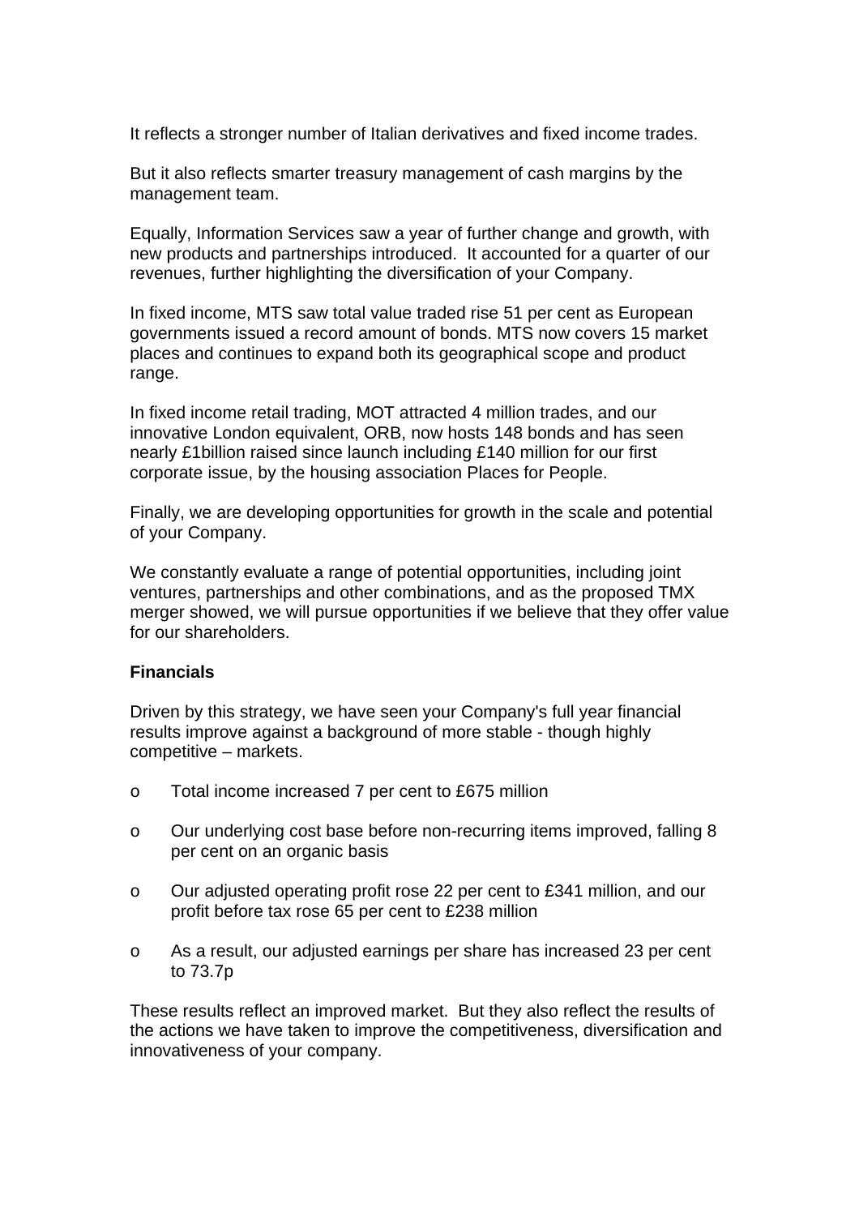It reflects a stronger number of Italian derivatives and fixed income trades.

But it also reflects smarter treasury management of cash margins by the management team.

Equally, Information Services saw a year of further change and growth, with new products and partnerships introduced. It accounted for a quarter of our revenues, further highlighting the diversification of your Company.

In fixed income, MTS saw total value traded rise 51 per cent as European governments issued a record amount of bonds. MTS now covers 15 market places and continues to expand both its geographical scope and product range.

In fixed income retail trading, MOT attracted 4 million trades, and our innovative London equivalent, ORB, now hosts 148 bonds and has seen nearly £1billion raised since launch including £140 million for our first corporate issue, by the housing association Places for People.

Finally, we are developing opportunities for growth in the scale and potential of your Company.

We constantly evaluate a range of potential opportunities, including joint ventures, partnerships and other combinations, and as the proposed TMX merger showed, we will pursue opportunities if we believe that they offer value for our shareholders.

**Financials**

Driven by this strategy, we have seen your Company's full year financial results improve against a background of more stable - though highly competitive – markets.

- Total income increased 7 per cent to £675 million
- Our underlying cost base before non-recurring items improved, falling 8 per cent on an organic basis
- Our adjusted operating profit rose 22 per cent to £341 million, and our profit before tax rose 65 per cent to £238 million
- As a result, our adjusted earnings per share has increased 23 per cent to 73.7p

These results reflect an improved market. But they also reflect the results of the actions we have taken to improve the competitiveness, diversification and innovativeness of your company.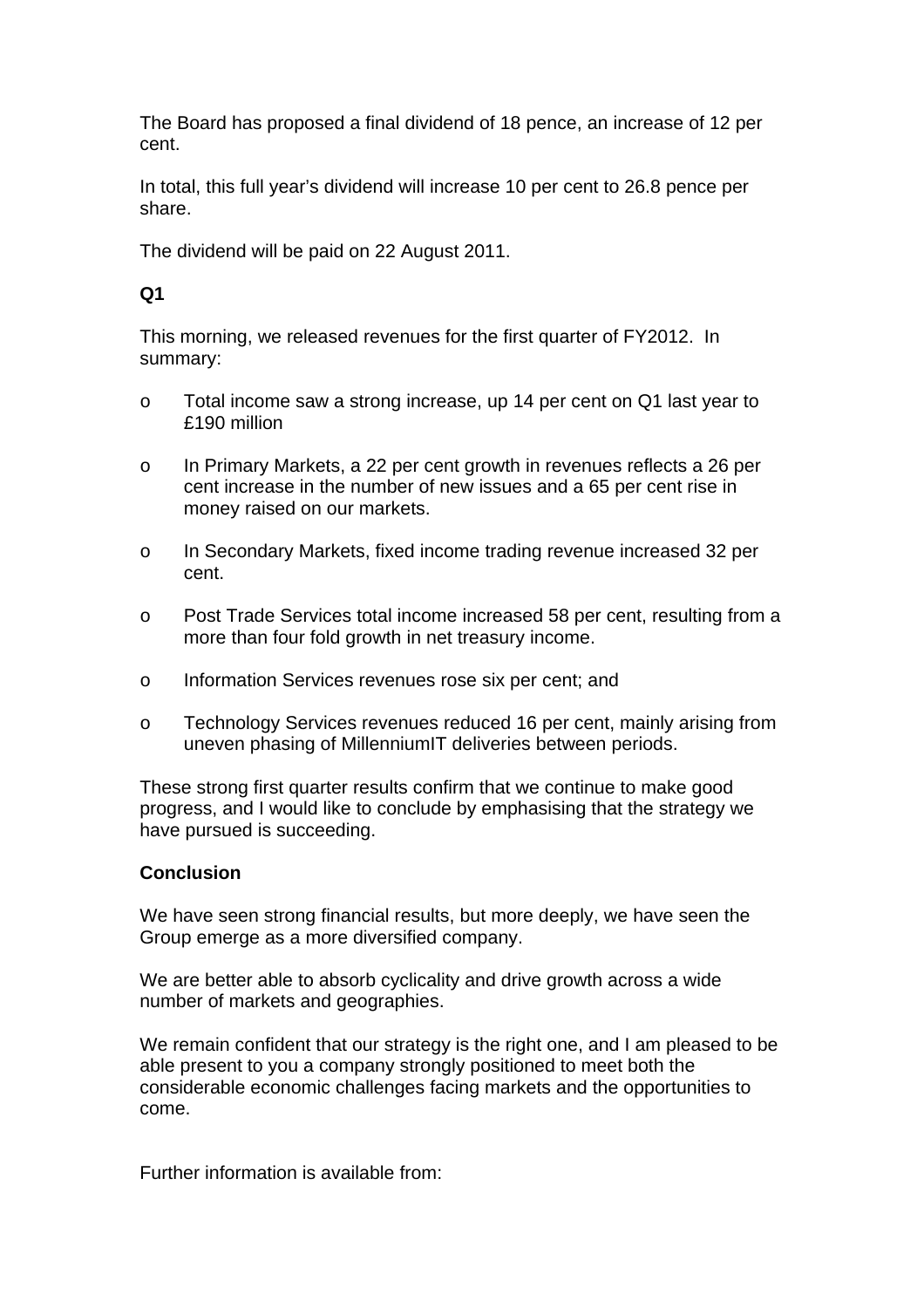The Board has proposed a final dividend of 18 pence, an increase of 12 per cent.

In total, this full year's dividend will increase 10 per cent to 26.8 pence per share.

The dividend will be paid on 22 August 2011.

**Q1**

This morning, we released revenues for the first quarter of FY2012. In summary:

- Total income saw a strong increase, up 14 per cent on Q1 last year to £190 million
- In Primary Markets, a 22 per cent growth in revenues reflects a 26 per cent increase in the number of new issues and a 65 per cent rise in money raised on our markets.
- In Secondary Markets, fixed income trading revenue increased 32 per cent.
- Post Trade Services total income increased 58 per cent, resulting from a more than four fold growth in net treasury income.
- Information Services revenues rose six per cent; and
- Technology Services revenues reduced 16 per cent, mainly arising from uneven phasing of MillenniumIT deliveries between periods.

These strong first quarter results confirm that we continue to make good progress, and I would like to conclude by emphasising that the strategy we have pursued is succeeding.

**Conclusion**

We have seen strong financial results, but more deeply, we have seen the Group emerge as a more diversified company.

We are better able to absorb cyclicality and drive growth across a wide number of markets and geographies.

We remain confident that our strategy is the right one, and I am pleased to be able present to you a company strongly positioned to meet both the considerable economic challenges facing markets and the opportunities to come.

Further information is available from: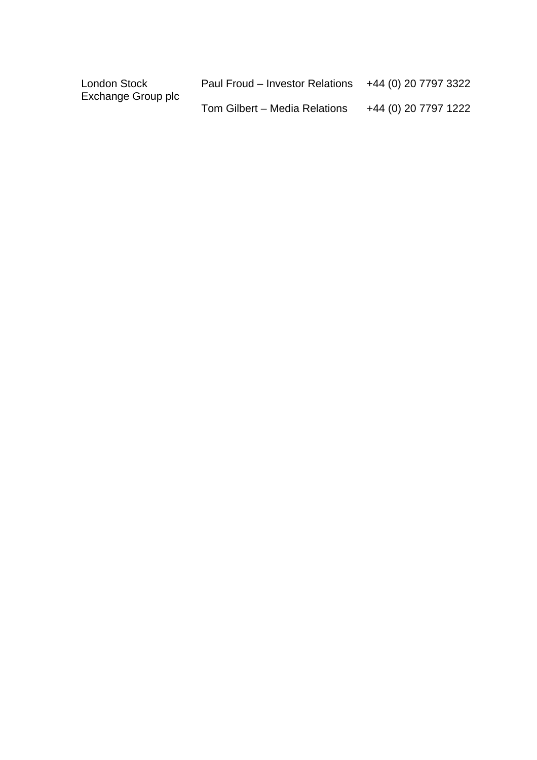| | | |
|---|---|---|
| London Stock Exchange Group plc | Paul Froud – Investor Relations | +44 (0) 20 7797 3322 |
| | Tom Gilbert – Media Relations | +44 (0) 20 7797 1222 |